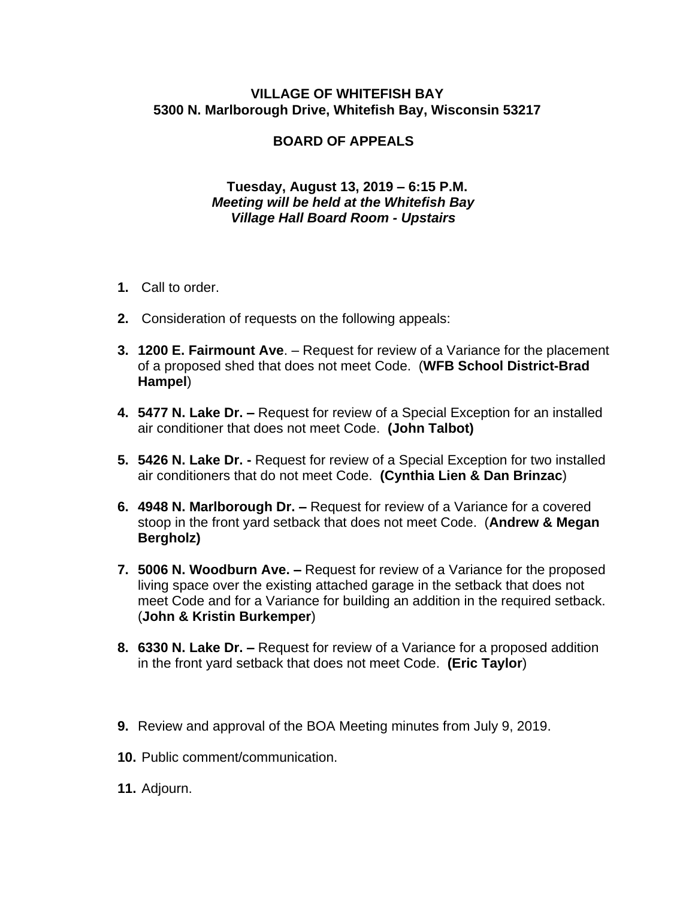**VILLAGE OF WHITEFISH BAY**
**5300 N. Marlborough Drive, Whitefish Bay, Wisconsin 53217**

**BOARD OF APPEALS**

**Tuesday, August 13, 2019 – 6:15 P.M.**
***Meeting will be held at the Whitefish Bay***
***Village Hall Board Room - Upstairs***

1. Call to order.

2. Consideration of requests on the following appeals:

3. **1200 E. Fairmount Ave**. – Request for review of a Variance for the placement of a proposed shed that does not meet Code. (**WFB School District-Brad Hampel**)

4. **5477 N. Lake Dr. –** Request for review of a Special Exception for an installed air conditioner that does not meet Code. **(John Talbot)**

5. **5426 N. Lake Dr. -** Request for review of a Special Exception for two installed air conditioners that do not meet Code. **(Cynthia Lien & Dan Brinzac**)

6. **4948 N. Marlborough Dr. –** Request for review of a Variance for a covered stoop in the front yard setback that does not meet Code. (**Andrew & Megan Bergholz)**

7. **5006 N. Woodburn Ave. –** Request for review of a Variance for the proposed living space over the existing attached garage in the setback that does not meet Code and for a Variance for building an addition in the required setback. (**John & Kristin Burkemper**)

8. **6330 N. Lake Dr. –** Request for review of a Variance for a proposed addition in the front yard setback that does not meet Code. **(Eric Taylor**)

9. Review and approval of the BOA Meeting minutes from July 9, 2019.

10. Public comment/communication.

11. Adjourn.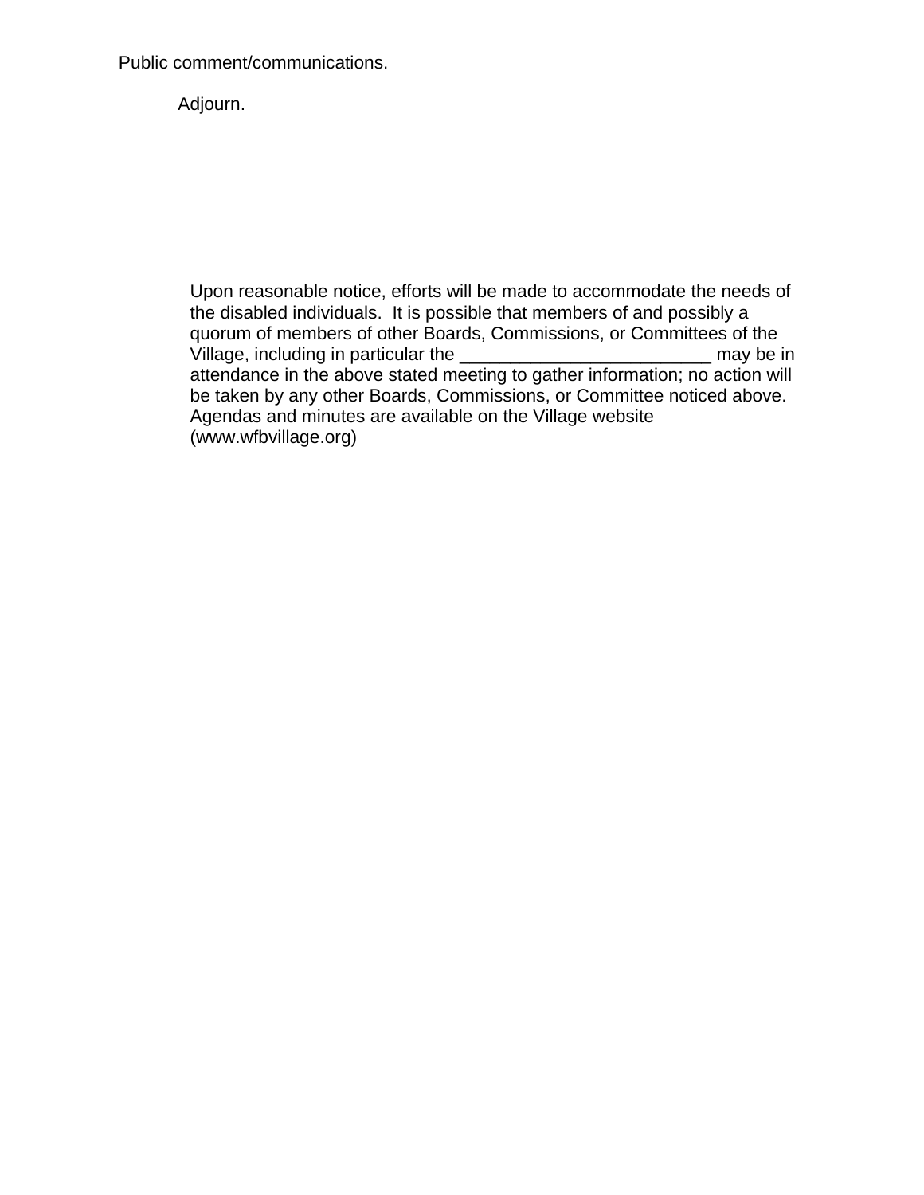Public comment/communications.

Adjourn.

Upon reasonable notice, efforts will be made to accommodate the needs of the disabled individuals. It is possible that members of and possibly a quorum of members of other Boards, Commissions, or Committees of the Village, including in particular the ________________________ may be in attendance in the above stated meeting to gather information; no action will be taken by any other Boards, Commissions, or Committee noticed above. Agendas and minutes are available on the Village website (www.wfbvillage.org)